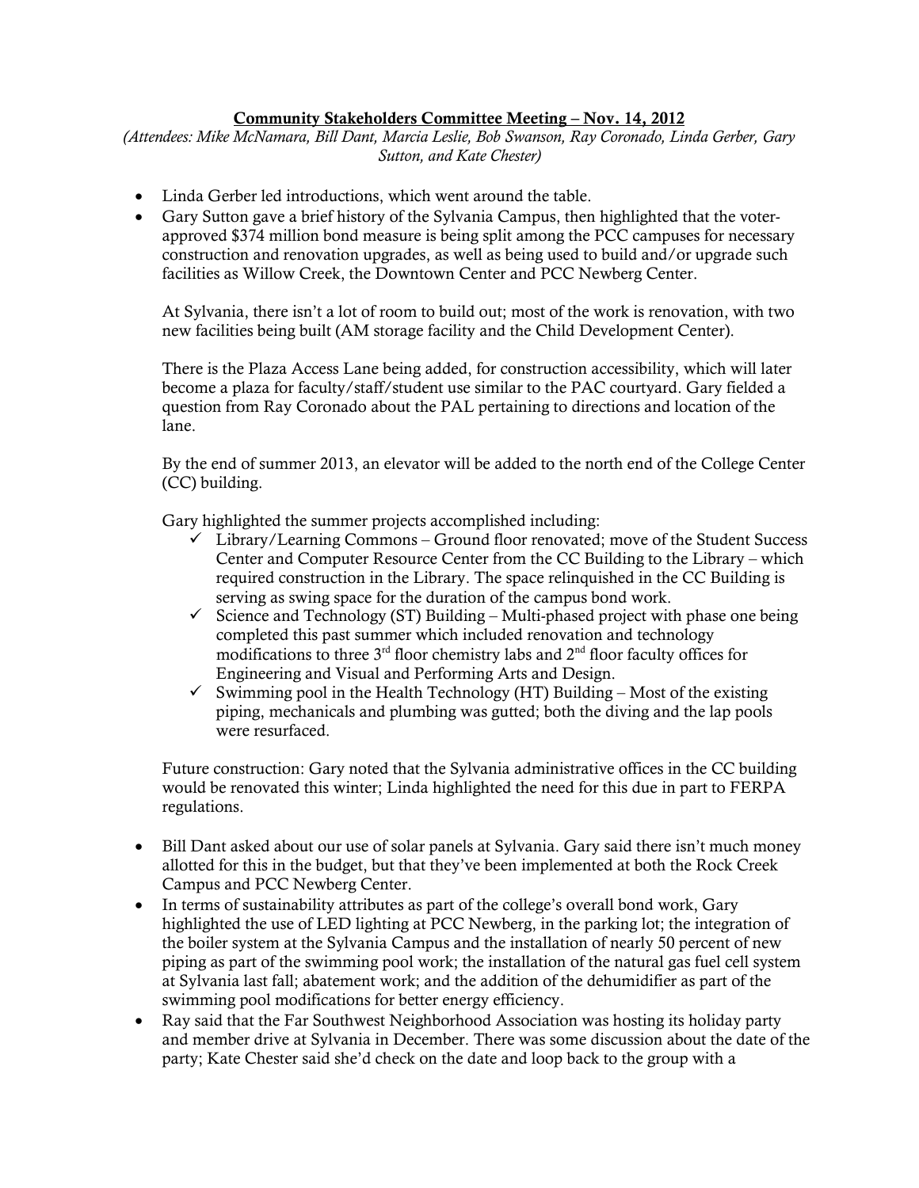**Community Stakeholders Committee Meeting – Nov. 14, 2012**

*(Attendees: Mike McNamara, Bill Dant, Marcia Leslie, Bob Swanson, Ray Coronado, Linda Gerber, Gary Sutton, and Kate Chester)*

- Linda Gerber led introductions, which went around the table.
- Gary Sutton gave a brief history of the Sylvania Campus, then highlighted that the voter-approved $374 million bond measure is being split among the PCC campuses for necessary construction and renovation upgrades, as well as being used to build and/or upgrade such facilities as Willow Creek, the Downtown Center and PCC Newberg Center.

  At Sylvania, there isn't a lot of room to build out; most of the work is renovation, with two new facilities being built (AM storage facility and the Child Development Center).

  There is the Plaza Access Lane being added, for construction accessibility, which will later become a plaza for faculty/staff/student use similar to the PAC courtyard. Gary fielded a question from Ray Coronado about the PAL pertaining to directions and location of the lane.

  By the end of summer 2013, an elevator will be added to the north end of the College Center (CC) building.

  Gary highlighted the summer projects accomplished including:
  - ✓ Library/Learning Commons – Ground floor renovated; move of the Student Success Center and Computer Resource Center from the CC Building to the Library – which required construction in the Library. The space relinquished in the CC Building is serving as swing space for the duration of the campus bond work.
  - ✓ Science and Technology (ST) Building – Multi-phased project with phase one being completed this past summer which included renovation and technology modifications to three 3rd floor chemistry labs and 2nd floor faculty offices for Engineering and Visual and Performing Arts and Design.
  - ✓ Swimming pool in the Health Technology (HT) Building – Most of the existing piping, mechanicals and plumbing was gutted; both the diving and the lap pools were resurfaced.

  Future construction: Gary noted that the Sylvania administrative offices in the CC building would be renovated this winter; Linda highlighted the need for this due in part to FERPA regulations.

- Bill Dant asked about our use of solar panels at Sylvania. Gary said there isn't much money allotted for this in the budget, but that they've been implemented at both the Rock Creek Campus and PCC Newberg Center.
- In terms of sustainability attributes as part of the college's overall bond work, Gary highlighted the use of LED lighting at PCC Newberg, in the parking lot; the integration of the boiler system at the Sylvania Campus and the installation of nearly 50 percent of new piping as part of the swimming pool work; the installation of the natural gas fuel cell system at Sylvania last fall; abatement work; and the addition of the dehumidifier as part of the swimming pool modifications for better energy efficiency.
- Ray said that the Far Southwest Neighborhood Association was hosting its holiday party and member drive at Sylvania in December. There was some discussion about the date of the party; Kate Chester said she'd check on the date and loop back to the group with a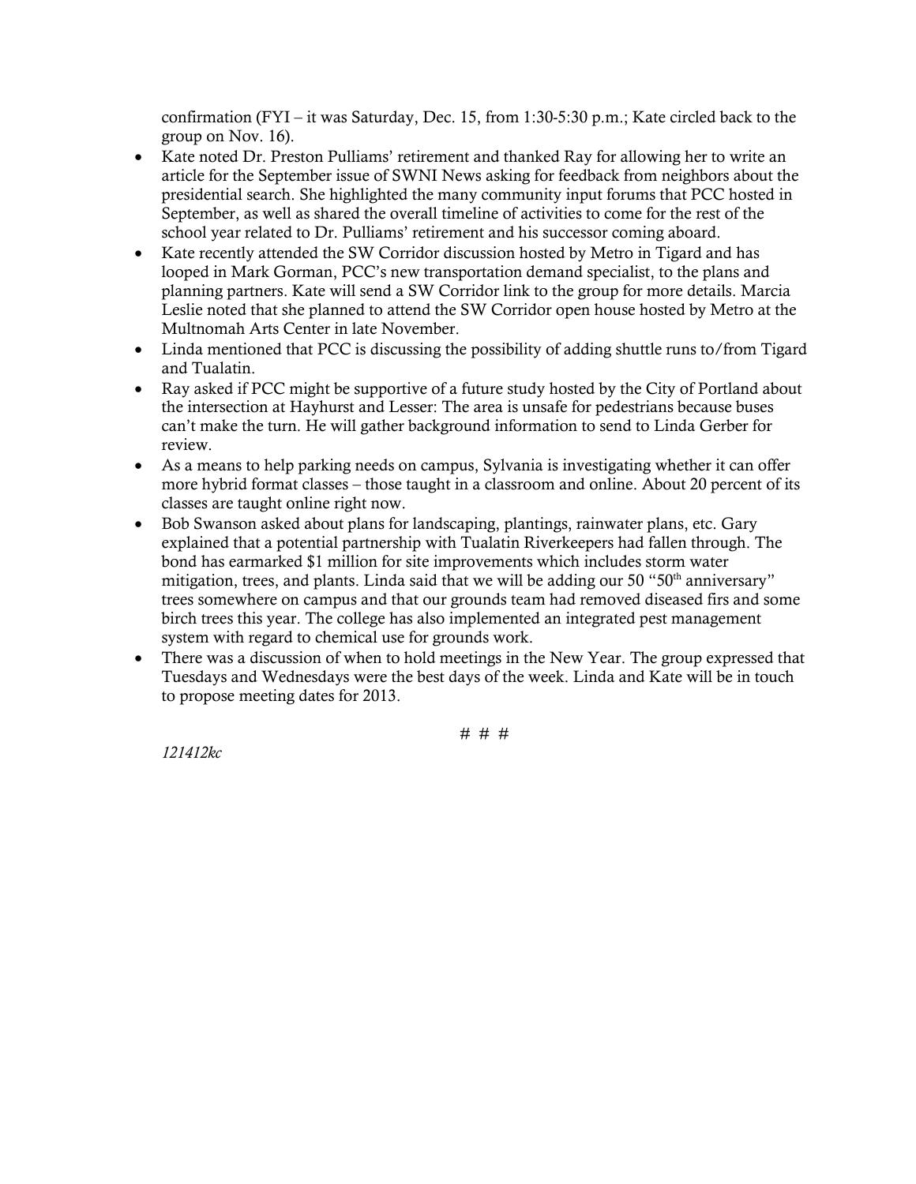confirmation (FYI – it was Saturday, Dec. 15, from 1:30-5:30 p.m.; Kate circled back to the group on Nov. 16).

- Kate noted Dr. Preston Pulliams' retirement and thanked Ray for allowing her to write an article for the September issue of SWNI News asking for feedback from neighbors about the presidential search. She highlighted the many community input forums that PCC hosted in September, as well as shared the overall timeline of activities to come for the rest of the school year related to Dr. Pulliams' retirement and his successor coming aboard.
- Kate recently attended the SW Corridor discussion hosted by Metro in Tigard and has looped in Mark Gorman, PCC's new transportation demand specialist, to the plans and planning partners. Kate will send a SW Corridor link to the group for more details. Marcia Leslie noted that she planned to attend the SW Corridor open house hosted by Metro at the Multnomah Arts Center in late November.
- Linda mentioned that PCC is discussing the possibility of adding shuttle runs to/from Tigard and Tualatin.
- Ray asked if PCC might be supportive of a future study hosted by the City of Portland about the intersection at Hayhurst and Lesser: The area is unsafe for pedestrians because buses can't make the turn. He will gather background information to send to Linda Gerber for review.
- As a means to help parking needs on campus, Sylvania is investigating whether it can offer more hybrid format classes – those taught in a classroom and online. About 20 percent of its classes are taught online right now.
- Bob Swanson asked about plans for landscaping, plantings, rainwater plans, etc. Gary explained that a potential partnership with Tualatin Riverkeepers had fallen through. The bond has earmarked $1 million for site improvements which includes storm water mitigation, trees, and plants. Linda said that we will be adding our 50 "50th anniversary" trees somewhere on campus and that our grounds team had removed diseased firs and some birch trees this year. The college has also implemented an integrated pest management system with regard to chemical use for grounds work.
- There was a discussion of when to hold meetings in the New Year. The group expressed that Tuesdays and Wednesdays were the best days of the week. Linda and Kate will be in touch to propose meeting dates for 2013.

# # #

*121412kc*